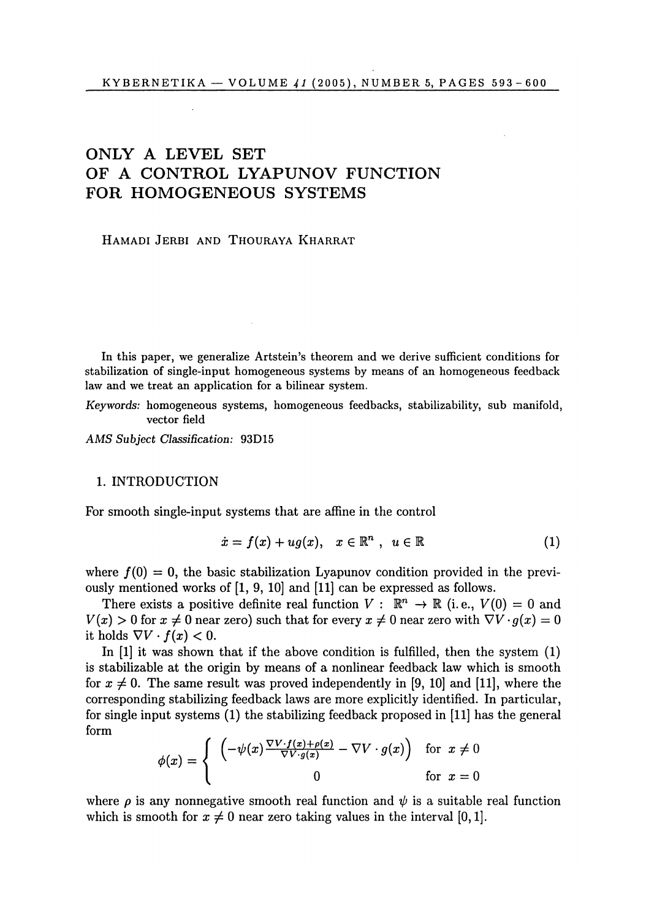# ONLY A LEVEL SET OF A CONTROL LYAPUNOV FUNCTION FOR HOMOGENEOUS SYSTEMS

HAMADI JERBI AND THOURAYA KHARRAT

In this paper, we generalize Artstein's theorem and we derive sufficient conditions for stabilization of single-input homogeneous systems by means of an homogeneous feedback law and we treat an application for a bilinear system.

*Keywords:* homogeneous systems, homogeneous feedbacks, stabilizability, sub manifold, vector field

*AMS Subject Classification:* 93D15

## 1. INTRODUCTION

For smooth single-input systems that are affine in the control

$$\dot{x} = f(x) + ug(x), \quad x \in \mathbb{R}^n \ , \ u \in \mathbb{R} \tag{1}$$

where $f(0) = 0$, the basic stabilization Lyapunov condition provided in the previously mentioned works of [1, 9, 10] and [11] can be expressed as follows.

There exists a positive definite real function $V : \mathbb{R}^n \to \mathbb{R}$ (i.e., $V(0) = 0$ and $V(x) > 0$ for $x \neq 0$ near zero) such that for every $x \neq 0$ near zero with $\nabla V \cdot g(x) = 0$ it holds $\nabla V \cdot f(x) < 0$.

In [1] it was shown that if the above condition is fulfilled, then the system (1) is stabilizable at the origin by means of a nonlinear feedback law which is smooth for $x \neq 0$. The same result was proved independently in [9, 10] and [11], where the corresponding stabilizing feedback laws are more explicitly identified. In particular, for single input systems (1) the stabilizing feedback proposed in [11] has the general form

$$\phi(x) = \begin{cases} \left(-\psi(x)\frac{\nabla V \cdot f(x)+\rho(x)}{\nabla V \cdot g(x)} - \nabla V \cdot g(x)\right) & \text{for } x \neq 0 \\ 0 & \text{for } x = 0 \end{cases}$$

where $\rho$ is any nonnegative smooth real function and $\psi$ is a suitable real function which is smooth for $x \neq 0$ near zero taking values in the interval $[0, 1]$.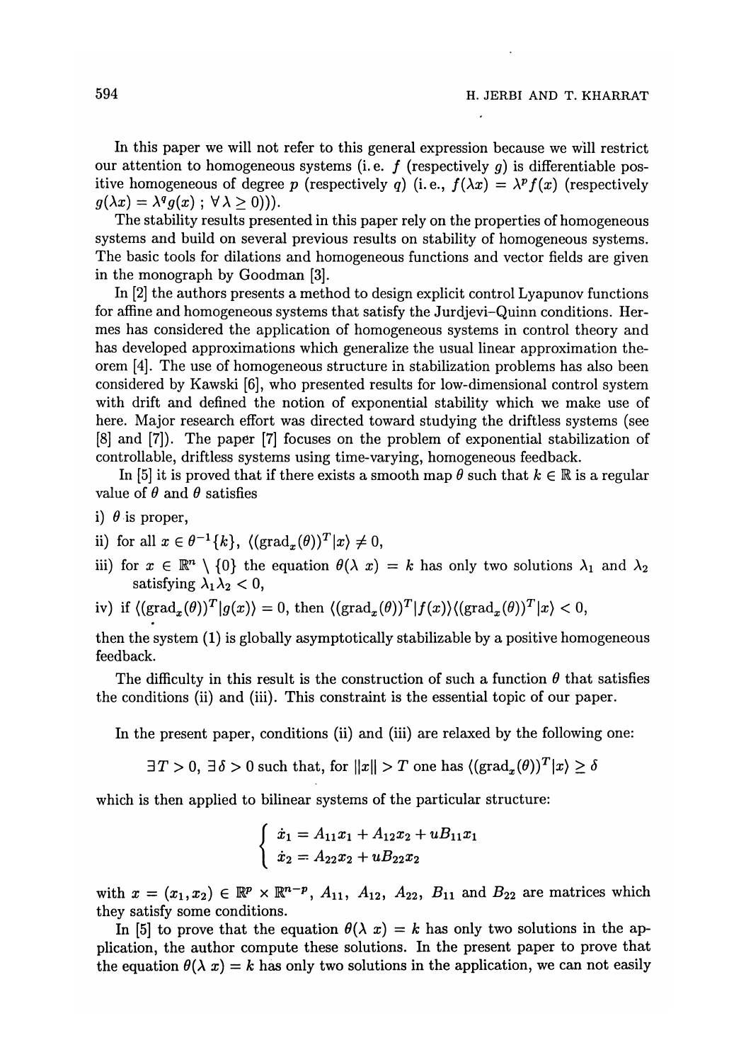In this paper we will not refer to this general expression because we will restrict our attention to homogeneous systems (i. e. $f$ (respectively $g$) is differentiable positive homogeneous of degree $p$ (respectively $q$) (i. e., $f(\lambda x) = \lambda^p f(x)$ (respectively $g(\lambda x) = \lambda^q g(x)$ ; $\forall \lambda \geq 0$))).

The stability results presented in this paper rely on the properties of homogeneous systems and build on several previous results on stability of homogeneous systems. The basic tools for dilations and homogeneous functions and vector fields are given in the monograph by Goodman [3].

In [2] the authors presents a method to design explicit control Lyapunov functions for affine and homogeneous systems that satisfy the Jurdjevi–Quinn conditions. Hermes has considered the application of homogeneous systems in control theory and has developed approximations which generalize the usual linear approximation theorem [4]. The use of homogeneous structure in stabilization problems has also been considered by Kawski [6], who presented results for low-dimensional control system with drift and defined the notion of exponential stability which we make use of here. Major research effort was directed toward studying the driftless systems (see [8] and [7]). The paper [7] focuses on the problem of exponential stabilization of controllable, driftless systems using time-varying, homogeneous feedback.

In [5] it is proved that if there exists a smooth map $\theta$ such that $k \in \mathbb{R}$ is a regular value of $\theta$ and $\theta$ satisfies

i) $\theta$ is proper,

ii) for all $x \in \theta^{-1}\{k\}$, $\langle (\mathrm{grad}_x(\theta))^T | x \rangle \neq 0$,

iii) for $x \in \mathbb{R}^n \setminus \{0\}$ the equation $\theta(\lambda\ x) = k$ has only two solutions $\lambda_1$ and $\lambda_2$ satisfying $\lambda_1 \lambda_2 < 0$,

iv) if $\langle (\mathrm{grad}_x(\theta))^T | g(x) \rangle = 0$, then $\langle (\mathrm{grad}_x(\theta))^T | f(x) \rangle \langle (\mathrm{grad}_x(\theta))^T | x \rangle < 0$,

then the system (1) is globally asymptotically stabilizable by a positive homogeneous feedback.

The difficulty in this result is the construction of such a function $\theta$ that satisfies the conditions (ii) and (iii). This constraint is the essential topic of our paper.

In the present paper, conditions (ii) and (iii) are relaxed by the following one:

$$\exists T > 0,\ \exists \delta > 0 \text{ such that, for } \|x\| > T \text{ one has } \langle (\mathrm{grad}_x(\theta))^T | x \rangle \geq \delta$$

which is then applied to bilinear systems of the particular structure:

$$\begin{cases} \dot{x}_1 = A_{11}x_1 + A_{12}x_2 + uB_{11}x_1 \\ \dot{x}_2 = A_{22}x_2 + uB_{22}x_2 \end{cases}$$

with $x = (x_1, x_2) \in \mathbb{R}^p \times \mathbb{R}^{n-p}$, $A_{11}$, $A_{12}$, $A_{22}$, $B_{11}$ and $B_{22}$ are matrices which they satisfy some conditions.

In [5] to prove that the equation $\theta(\lambda\ x) = k$ has only two solutions in the application, the author compute these solutions. In the present paper to prove that the equation $\theta(\lambda\ x) = k$ has only two solutions in the application, we can not easily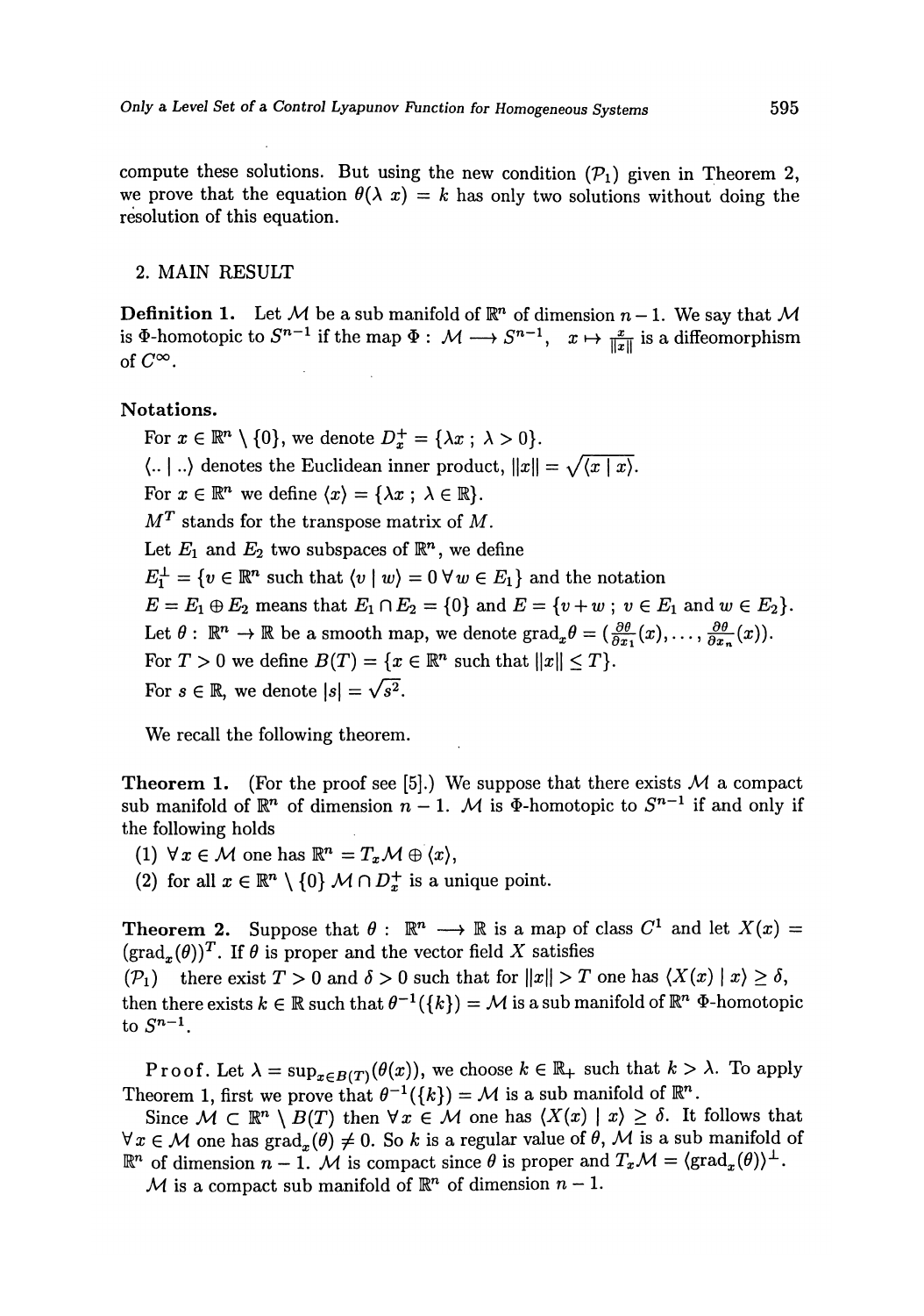compute these solutions. But using the new condition $(\mathcal{P}_1)$ given in Theorem 2, we prove that the equation $\theta(\lambda\ x) = k$ has only two solutions without doing the resolution of this equation.

## 2. MAIN RESULT

**Definition 1.** Let $\mathcal{M}$ be a sub manifold of $\mathbb{R}^n$ of dimension $n-1$. We say that $\mathcal{M}$ is $\Phi$-homotopic to $S^{n-1}$ if the map $\Phi :\ \mathcal{M} \longrightarrow S^{n-1},\quad x \mapsto \frac{x}{\|x\|}$ is a diffeomorphism of $C^{\infty}$.

**Notations.**

For $x \in \mathbb{R}^n \setminus \{0\}$, we denote $D_x^+ = \{\lambda x\ ;\ \lambda > 0\}$.

$\langle ..\mid ..\rangle$ denotes the Euclidean inner product, $\|x\| = \sqrt{\langle x \mid x\rangle}$.

For $x \in \mathbb{R}^n$ we define $\langle x\rangle = \{\lambda x\ ;\ \lambda \in \mathbb{R}\}$.

$M^T$ stands for the transpose matrix of $M$.

Let $E_1$ and $E_2$ two subspaces of $\mathbb{R}^n$, we define

$E_1^{\perp} = \{v \in \mathbb{R}^n$ such that $\langle v \mid w\rangle = 0\ \forall w \in E_1\}$ and the notation

$E = E_1 \oplus E_2$ means that $E_1 \cap E_2 = \{0\}$ and $E = \{v + w\ ;\ v \in E_1$ and $w \in E_2\}$.

Let $\theta :\ \mathbb{R}^n \to \mathbb{R}$ be a smooth map, we denote $\text{grad}_x\theta = (\frac{\partial\theta}{\partial x_1}(x), \ldots, \frac{\partial\theta}{\partial x_n}(x))$.

For $T > 0$ we define $B(T) = \{x \in \mathbb{R}^n$ such that $\|x\| \leq T\}$.

For $s \in \mathbb{R}$, we denote $|s| = \sqrt{s^2}$.

We recall the following theorem.

**Theorem 1.** (For the proof see [5].) We suppose that there exists $\mathcal{M}$ a compact sub manifold of $\mathbb{R}^n$ of dimension $n-1$. $\mathcal{M}$ is $\Phi$-homotopic to $S^{n-1}$ if and only if the following holds

(1) $\forall x \in \mathcal{M}$ one has $\mathbb{R}^n = T_x\mathcal{M} \oplus \langle x\rangle$,

(2) for all $x \in \mathbb{R}^n \setminus \{0\}$ $\mathcal{M} \cap D_x^+$ is a unique point.

**Theorem 2.** Suppose that $\theta :\ \mathbb{R}^n \longrightarrow \mathbb{R}$ is a map of class $C^1$ and let $X(x) = (\text{grad}_x(\theta))^T$. If $\theta$ is proper and the vector field $X$ satisfies

$(\mathcal{P}_1)$ there exist $T > 0$ and $\delta > 0$ such that for $\|x\| > T$ one has $\langle X(x) \mid x\rangle \geq \delta$,

then there exists $k \in \mathbb{R}$ such that $\theta^{-1}(\{k\}) = \mathcal{M}$ is a sub manifold of $\mathbb{R}^n$ $\Phi$-homotopic to $S^{n-1}$.

Proof. Let $\lambda = \sup_{x \in B(T)}(\theta(x))$, we choose $k \in \mathbb{R}_+$ such that $k > \lambda$. To apply Theorem 1, first we prove that $\theta^{-1}(\{k\}) = \mathcal{M}$ is a sub manifold of $\mathbb{R}^n$.

Since $\mathcal{M} \subset \mathbb{R}^n \setminus B(T)$ then $\forall x \in \mathcal{M}$ one has $\langle X(x) \mid x\rangle \geq \delta$. It follows that $\forall x \in \mathcal{M}$ one has $\text{grad}_x(\theta) \neq 0$. So $k$ is a regular value of $\theta$, $\mathcal{M}$ is a sub manifold of $\mathbb{R}^n$ of dimension $n-1$. $\mathcal{M}$ is compact since $\theta$ is proper and $T_x\mathcal{M} = \langle \text{grad}_x(\theta)\rangle^{\perp}$.

$\mathcal{M}$ is a compact sub manifold of $\mathbb{R}^n$ of dimension $n-1$.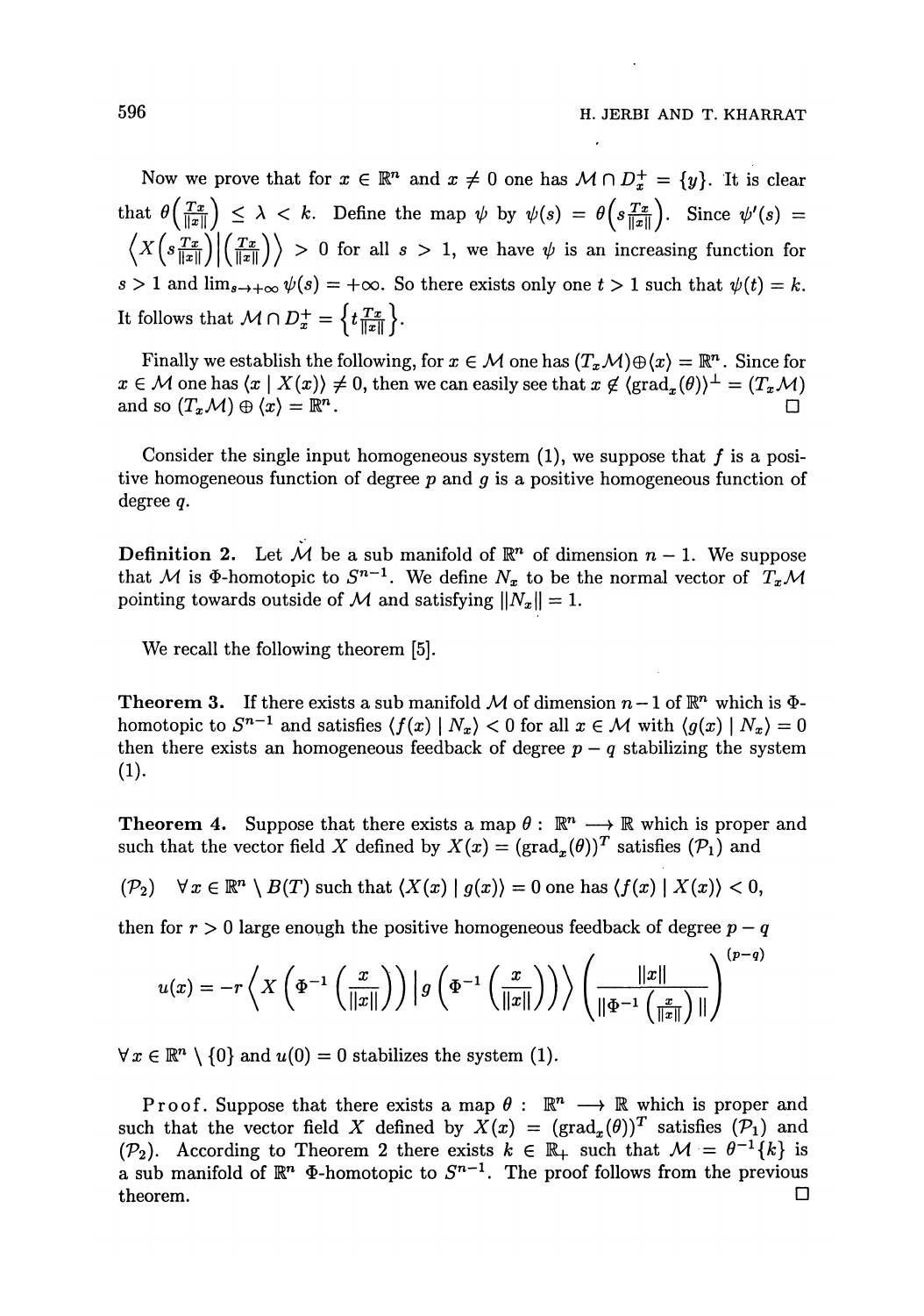Now we prove that for $x \in \mathbb{R}^n$ and $x \neq 0$ one has $\mathcal{M} \cap D_x^+ = \{y\}$. It is clear that $\theta\left(\frac{Tx}{\|x\|}\right) \leq \lambda < k$. Define the map $\psi$ by $\psi(s) = \theta\left(s\frac{Tx}{\|x\|}\right)$. Since $\psi'(s) = \left\langle X\left(s\frac{Tx}{\|x\|}\right) \Big| \left(\frac{Tx}{\|x\|}\right)\right\rangle > 0$ for all $s > 1$, we have $\psi$ is an increasing function for $s > 1$ and $\lim_{s\to+\infty} \psi(s) = +\infty$. So there exists only one $t > 1$ such that $\psi(t) = k$. It follows that $\mathcal{M} \cap D_x^+ = \left\{t\frac{Tx}{\|x\|}\right\}$.

Finally we establish the following, for $x \in \mathcal{M}$ one has $(T_x\mathcal{M}) \oplus \langle x \rangle = \mathbb{R}^n$. Since for $x \in \mathcal{M}$ one has $\langle x \mid X(x) \rangle \neq 0$, then we can easily see that $x \notin \langle \mathrm{grad}_x(\theta) \rangle^\perp = (T_x\mathcal{M})$ and so $(T_x\mathcal{M}) \oplus \langle x \rangle = \mathbb{R}^n$. $\square$

Consider the single input homogeneous system (1), we suppose that $f$ is a positive homogeneous function of degree $p$ and $g$ is a positive homogeneous function of degree $q$.

**Definition 2.** Let $\mathcal{M}$ be a sub manifold of $\mathbb{R}^n$ of dimension $n-1$. We suppose that $\mathcal{M}$ is $\Phi$-homotopic to $S^{n-1}$. We define $N_x$ to be the normal vector of $T_x\mathcal{M}$ pointing towards outside of $\mathcal{M}$ and satisfying $\|N_x\| = 1$.

We recall the following theorem [5].

**Theorem 3.** If there exists a sub manifold $\mathcal{M}$ of dimension $n-1$ of $\mathbb{R}^n$ which is $\Phi$-homotopic to $S^{n-1}$ and satisfies $\langle f(x) \mid N_x \rangle < 0$ for all $x \in \mathcal{M}$ with $\langle g(x) \mid N_x \rangle = 0$ then there exists an homogeneous feedback of degree $p - q$ stabilizing the system (1).

**Theorem 4.** Suppose that there exists a map $\theta : \mathbb{R}^n \longrightarrow \mathbb{R}$ which is proper and such that the vector field $X$ defined by $X(x) = (\mathrm{grad}_x(\theta))^T$ satisfies $(\mathcal{P}_1)$ and

$(\mathcal{P}_2)$ $\quad \forall\, x \in \mathbb{R}^n \setminus B(T)$ such that $\langle X(x) \mid g(x) \rangle = 0$ one has $\langle f(x) \mid X(x) \rangle < 0$,

then for $r > 0$ large enough the positive homogeneous feedback of degree $p - q$

$$u(x) = -r\left\langle X\left(\Phi^{-1}\left(\frac{x}{\|x\|}\right)\right) \Big| g\left(\Phi^{-1}\left(\frac{x}{\|x\|}\right)\right)\right\rangle \left(\frac{\|x\|}{\|\Phi^{-1}\left(\frac{x}{\|x\|}\right)\|}\right)^{(p-q)}$$

$\forall\, x \in \mathbb{R}^n \setminus \{0\}$ and $u(0) = 0$ stabilizes the system (1).

**Proof.** Suppose that there exists a map $\theta : \mathbb{R}^n \longrightarrow \mathbb{R}$ which is proper and such that the vector field $X$ defined by $X(x) = (\mathrm{grad}_x(\theta))^T$ satisfies $(\mathcal{P}_1)$ and $(\mathcal{P}_2)$. According to Theorem 2 there exists $k \in \mathbb{R}_+$ such that $\mathcal{M} = \theta^{-1}\{k\}$ is a sub manifold of $\mathbb{R}^n$ $\Phi$-homotopic to $S^{n-1}$. The proof follows from the previous theorem. $\square$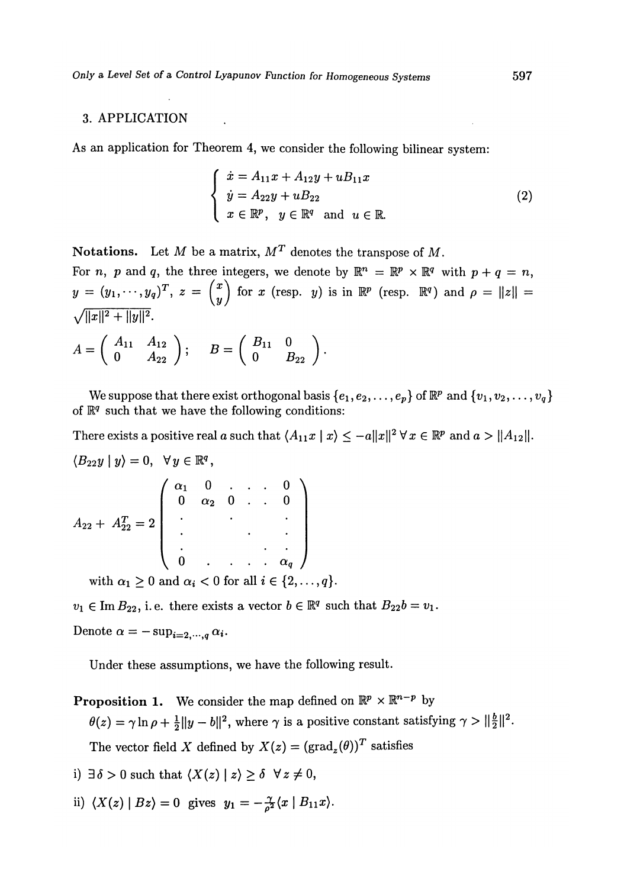## 3. APPLICATION

As an application for Theorem 4, we consider the following bilinear system:

$$\begin{cases} \dot{x} = A_{11}x + A_{12}y + uB_{11}x \\ \dot{y} = A_{22}y + uB_{22} \\ x \in \mathbb{R}^p, \quad y \in \mathbb{R}^q \text{ and } u \in \mathbb{R}. \end{cases} \tag{2}$$

**Notations.** Let $M$ be a matrix, $M^T$ denotes the transpose of $M$.
For $n$, $p$ and $q$, the three integers, we denote by $\mathbb{R}^n = \mathbb{R}^p \times \mathbb{R}^q$ with $p + q = n$, $y = (y_1, \cdots, y_q)^T$, $z = \begin{pmatrix} x \\ y \end{pmatrix}$ for $x$ (resp. $y$) is in $\mathbb{R}^p$ (resp. $\mathbb{R}^q$) and $\rho = \|z\| = \sqrt{\|x\|^2 + \|y\|^2}$.

$$A = \begin{pmatrix} A_{11} & A_{12} \\ 0 & A_{22} \end{pmatrix}; \quad B = \begin{pmatrix} B_{11} & 0 \\ 0 & B_{22} \end{pmatrix}.$$

We suppose that there exist orthogonal basis $\{e_1, e_2, \ldots, e_p\}$ of $\mathbb{R}^p$ and $\{v_1, v_2, \ldots, v_q\}$ of $\mathbb{R}^q$ such that we have the following conditions:

There exists a positive real $a$ such that $\langle A_{11}x \mid x\rangle \le -a\|x\|^2 \; \forall x \in \mathbb{R}^p$ and $a > \|A_{12}\|$.

$\langle B_{22}y \mid y\rangle = 0, \quad \forall y \in \mathbb{R}^q$,

$$A_{22} + A_{22}^T = 2 \begin{pmatrix} \alpha_1 & 0 & . & . & . & 0 \\ 0 & \alpha_2 & 0 & . & . & 0 \\ . & & & . & & . \\ . & & & & . & . \\ . & & & & . & . \\ 0 & . & . & . & . & \alpha_q \end{pmatrix}$$

with $\alpha_1 \ge 0$ and $\alpha_i < 0$ for all $i \in \{2, \ldots, q\}$.

$v_1 \in \operatorname{Im} B_{22}$, i.e. there exists a vector $b \in \mathbb{R}^q$ such that $B_{22}b = v_1$.

Denote $\alpha = -\sup_{i=2,\cdots,q} \alpha_i$.

Under these assumptions, we have the following result.

**Proposition 1.** We consider the map defined on $\mathbb{R}^p \times \mathbb{R}^{n-p}$ by
$\theta(z) = \gamma \ln \rho + \frac{1}{2}\|y - b\|^2$, where $\gamma$ is a positive constant satisfying $\gamma > \|\frac{b}{2}\|^2$.

The vector field $X$ defined by $X(z) = (\operatorname{grad}_z(\theta))^T$ satisfies

i) $\exists \delta > 0$ such that $\langle X(z) \mid z\rangle \ge \delta \;\; \forall z \ne 0$,

ii) $\langle X(z) \mid Bz\rangle = 0$ gives $y_1 = -\frac{\gamma}{\rho^2}\langle x \mid B_{11}x\rangle$.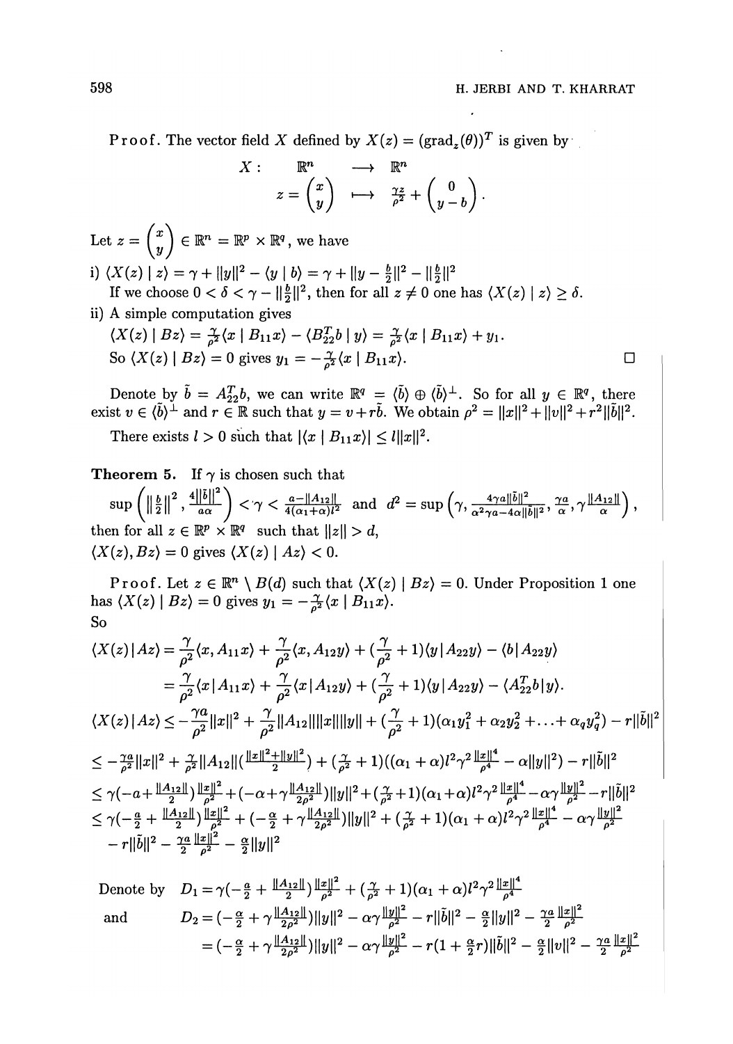**Proof.** The vector field $X$ defined by $X(z) = (\text{grad}_z(\theta))^T$ is given by

$$X: \quad \mathbb{R}^n \longrightarrow \mathbb{R}^n$$
$$z = \begin{pmatrix} x \\ y \end{pmatrix} \longmapsto \frac{\gamma z}{\rho^2} + \begin{pmatrix} 0 \\ y - b \end{pmatrix}.$$

Let $z = \begin{pmatrix} x \\ y \end{pmatrix} \in \mathbb{R}^n = \mathbb{R}^p \times \mathbb{R}^q$, we have

i) $\langle X(z) \mid z \rangle = \gamma + \|y\|^2 - \langle y \mid b \rangle = \gamma + \|y - \frac{b}{2}\|^2 - \|\frac{b}{2}\|^2$
If we choose $0 < \delta < \gamma - \|\frac{b}{2}\|^2$, then for all $z \neq 0$ one has $\langle X(z) \mid z \rangle \geq \delta$.

ii) A simple computation gives
$\langle X(z) \mid Bz \rangle = \frac{\gamma}{\rho^2}\langle x \mid B_{11}x \rangle - \langle B_{22}^T b \mid y \rangle = \frac{\gamma}{\rho^2}\langle x \mid B_{11}x \rangle + y_1$.
So $\langle X(z) \mid Bz \rangle = 0$ gives $y_1 = -\frac{\gamma}{\rho^2}\langle x \mid B_{11}x \rangle$. □

Denote by $\tilde{b} = A_{22}^T b$, we can write $\mathbb{R}^q = \langle \tilde{b} \rangle \oplus \langle \tilde{b} \rangle^\perp$. So for all $y \in \mathbb{R}^q$, there exist $v \in \langle \tilde{b} \rangle^\perp$ and $r \in \mathbb{R}$ such that $y = v + r\tilde{b}$. We obtain $\rho^2 = \|x\|^2 + \|v\|^2 + r^2\|\tilde{b}\|^2$.

There exists $l > 0$ such that $|\langle x \mid B_{11}x \rangle| \leq l\|x\|^2$.

**Theorem 5.** If $\gamma$ is chosen such that
$\sup\left(\|\frac{b}{2}\|^2, \frac{4\|\tilde{b}\|^2}{a\alpha}\right) < \gamma < \frac{a - \|A_{12}\|}{4(\alpha_1 + \alpha)l^2}$ and $d^2 = \sup\left(\gamma, \frac{4\gamma a\|\tilde{b}\|^2}{\alpha^2\gamma a - 4\alpha\|\tilde{b}\|^2}, \frac{\gamma a}{\alpha}, \gamma\frac{\|A_{12}\|}{\alpha}\right)$,
then for all $z \in \mathbb{R}^p \times \mathbb{R}^q$ such that $\|z\| > d$,
$\langle X(z), Bz \rangle = 0$ gives $\langle X(z) \mid Az \rangle < 0$.

**Proof.** Let $z \in \mathbb{R}^n \setminus B(d)$ such that $\langle X(z) \mid Bz \rangle = 0$. Under Proposition 1 one has $\langle X(z) \mid Bz \rangle = 0$ gives $y_1 = -\frac{\gamma}{\rho^2}\langle x \mid B_{11}x \rangle$.
So

$$\begin{aligned}
\langle X(z)|Az \rangle &= \frac{\gamma}{\rho^2}\langle x, A_{11}x \rangle + \frac{\gamma}{\rho^2}\langle x, A_{12}y \rangle + (\frac{\gamma}{\rho^2} + 1)\langle y|A_{22}y \rangle - \langle b|A_{22}y \rangle \\
&= \frac{\gamma}{\rho^2}\langle x|A_{11}x \rangle + \frac{\gamma}{\rho^2}\langle x|A_{12}y \rangle + (\frac{\gamma}{\rho^2} + 1)\langle y|A_{22}y \rangle - \langle A_{22}^T b|y \rangle.
\end{aligned}$$

$$\langle X(z)|Az \rangle \leq -\frac{\gamma a}{\rho^2}\|x\|^2 + \frac{\gamma}{\rho^2}\|A_{12}\|\|x\|\|y\| + (\frac{\gamma}{\rho^2} + 1)(\alpha_1 y_1^2 + \alpha_2 y_2^2 + \ldots + \alpha_q y_q^2) - r\|\tilde{b}\|^2$$

$$\begin{aligned}
&\leq -\tfrac{\gamma a}{\rho^2}\|x\|^2 + \tfrac{\gamma}{\rho^2}\|A_{12}\|(\tfrac{\|x\|^2 + \|y\|^2}{2}) + (\tfrac{\gamma}{\rho^2} + 1)((\alpha_1 + \alpha)l^2\gamma^2\tfrac{\|x\|^4}{\rho^4} - \alpha\|y\|^2) - r\|\tilde{b}\|^2 \\
&\leq \gamma(-a + \tfrac{\|A_{12}\|}{2})\tfrac{\|x\|^2}{\rho^2} + (-\alpha + \gamma\tfrac{\|A_{12}\|}{2\rho^2})\|y\|^2 + (\tfrac{\gamma}{\rho^2} + 1)(\alpha_1 + \alpha)l^2\gamma^2\tfrac{\|x\|^4}{\rho^4} - \alpha\gamma\tfrac{\|y\|^2}{\rho^2} - r\|\tilde{b}\|^2 \\
&\leq \gamma(-\tfrac{a}{2} + \tfrac{\|A_{12}\|}{2})\tfrac{\|x\|^2}{\rho^2} + (-\tfrac{\alpha}{2} + \gamma\tfrac{\|A_{12}\|}{2\rho^2})\|y\|^2 + (\tfrac{\gamma}{\rho^2} + 1)(\alpha_1 + \alpha)l^2\gamma^2\tfrac{\|x\|^4}{\rho^4} - \alpha\gamma\tfrac{\|y\|^2}{\rho^2} \\
&\quad - r\|\tilde{b}\|^2 - \tfrac{\gamma a}{2}\tfrac{\|x\|^2}{\rho^2} - \tfrac{\alpha}{2}\|y\|^2
\end{aligned}$$

Denote by $D_1 = \gamma(-\frac{a}{2} + \frac{\|A_{12}\|}{2})\frac{\|x\|^2}{\rho^2} + (\frac{\gamma}{\rho^2} + 1)(\alpha_1 + \alpha)l^2\gamma^2\frac{\|x\|^4}{\rho^4}$

and

$$\begin{aligned}
D_2 &= (-\tfrac{\alpha}{2} + \gamma\tfrac{\|A_{12}\|}{2\rho^2})\|y\|^2 - \alpha\gamma\tfrac{\|y\|^2}{\rho^2} - r\|\tilde{b}\|^2 - \tfrac{\alpha}{2}\|y\|^2 - \tfrac{\gamma a}{2}\tfrac{\|x\|^2}{\rho^2} \\
&= (-\tfrac{\alpha}{2} + \gamma\tfrac{\|A_{12}\|}{2\rho^2})\|y\|^2 - \alpha\gamma\tfrac{\|y\|^2}{\rho^2} - r(1 + \tfrac{\alpha}{2}r)\|\tilde{b}\|^2 - \tfrac{\alpha}{2}\|v\|^2 - \tfrac{\gamma a}{2}\tfrac{\|x\|^2}{\rho^2}
\end{aligned}$$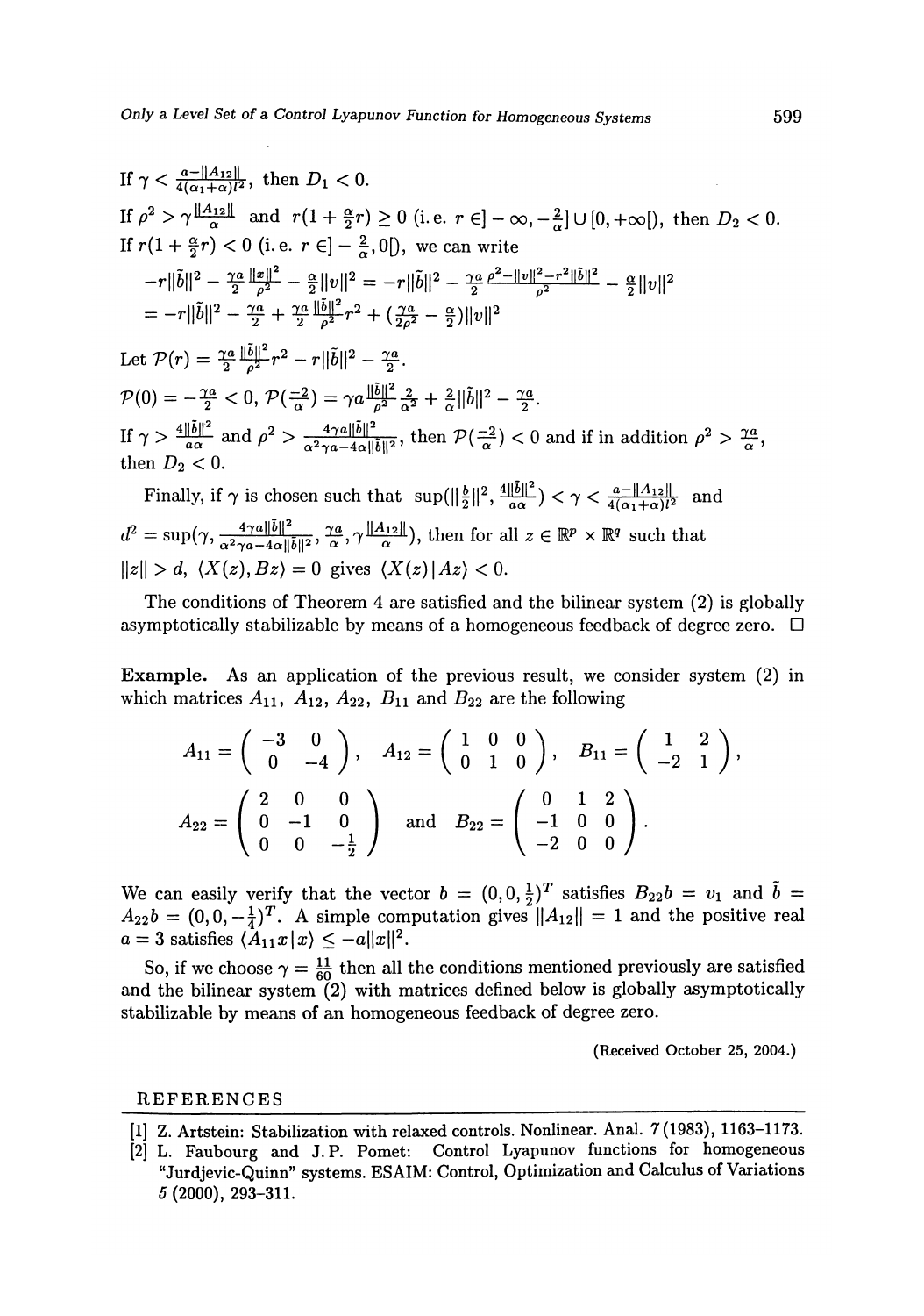If $\gamma < \frac{a-\|A_{12}\|}{4(\alpha_1+\alpha)l^2}$, then $D_1 < 0$.

If $\rho^2 > \gamma\frac{\|A_{12}\|}{\alpha}$ and $r(1+\frac{\alpha}{2}r) \geq 0$ (i.e. $r \in ]-\infty, -\frac{2}{\alpha}] \cup [0, +\infty[$), then $D_2 < 0$.

If $r(1+\frac{\alpha}{2}r) < 0$ (i.e. $r \in ]-\frac{2}{\alpha}, 0[$), we can write

$$
\begin{aligned}
&-r\|\tilde{b}\|^2 - \frac{\gamma a}{2}\frac{\|x\|^2}{\rho^2} - \frac{\alpha}{2}\|v\|^2 = -r\|\tilde{b}\|^2 - \frac{\gamma a}{2}\frac{\rho^2 - \|v\|^2 - r^2\|\tilde{b}\|^2}{\rho^2} - \frac{\alpha}{2}\|v\|^2 \\
&= -r\|\tilde{b}\|^2 - \frac{\gamma a}{2} + \frac{\gamma a}{2}\frac{\|\tilde{b}\|^2}{\rho^2}r^2 + (\frac{\gamma a}{2\rho^2} - \frac{\alpha}{2})\|v\|^2
\end{aligned}
$$

Let $\mathcal{P}(r) = \frac{\gamma a}{2}\frac{\|\tilde{b}\|^2}{\rho^2}r^2 - r\|\tilde{b}\|^2 - \frac{\gamma a}{2}$.

$\mathcal{P}(0) = -\frac{\gamma a}{2} < 0$, $\mathcal{P}(\frac{-2}{\alpha}) = \gamma a\frac{\|\tilde{b}\|^2}{\rho^2}\frac{2}{\alpha^2} + \frac{2}{\alpha}\|\tilde{b}\|^2 - \frac{\gamma a}{2}$.

If $\gamma > \frac{4\|\tilde{b}\|^2}{a\alpha}$ and $\rho^2 > \frac{4\gamma a\|\tilde{b}\|^2}{\alpha^2\gamma a - 4\alpha\|\tilde{b}\|^2}$, then $\mathcal{P}(\frac{-2}{\alpha}) < 0$ and if in addition $\rho^2 > \frac{\gamma a}{\alpha}$, then $D_2 < 0$.

Finally, if $\gamma$ is chosen such that $\sup(\|\frac{b}{2}\|^2, \frac{4\|\tilde{b}\|^2}{a\alpha}) < \gamma < \frac{a-\|A_{12}\|}{4(\alpha_1+\alpha)l^2}$ and $d^2 = \sup(\gamma, \frac{4\gamma a\|\tilde{b}\|^2}{\alpha^2\gamma a - 4\alpha\|\tilde{b}\|^2}, \frac{\gamma a}{\alpha}, \gamma\frac{\|A_{12}\|}{\alpha})$, then for all $z \in \mathbb{R}^p \times \mathbb{R}^q$ such that $\|z\| > d$, $\langle X(z), Bz\rangle = 0$ gives $\langle X(z)\,|\,Az\rangle < 0$.

The conditions of Theorem 4 are satisfied and the bilinear system (2) is globally asymptotically stabilizable by means of a homogeneous feedback of degree zero. $\square$

**Example.** As an application of the previous result, we consider system (2) in which matrices $A_{11}$, $A_{12}$, $A_{22}$, $B_{11}$ and $B_{22}$ are the following

$$
A_{11} = \begin{pmatrix} -3 & 0 \\ 0 & -4 \end{pmatrix}, \quad A_{12} = \begin{pmatrix} 1 & 0 & 0 \\ 0 & 1 & 0 \end{pmatrix}, \quad B_{11} = \begin{pmatrix} 1 & 2 \\ -2 & 1 \end{pmatrix},
$$

$$
A_{22} = \begin{pmatrix} 2 & 0 & 0 \\ 0 & -1 & 0 \\ 0 & 0 & -\frac{1}{2} \end{pmatrix} \quad \text{and} \quad B_{22} = \begin{pmatrix} 0 & 1 & 2 \\ -1 & 0 & 0 \\ -2 & 0 & 0 \end{pmatrix}.
$$

We can easily verify that the vector $b = (0, 0, \frac{1}{2})^T$ satisfies $B_{22}b = v_1$ and $\tilde{b} = A_{22}b = (0, 0, -\frac{1}{4})^T$. A simple computation gives $\|A_{12}\| = 1$ and the positive real $a = 3$ satisfies $\langle A_{11}x\,|\,x\rangle \leq -a\|x\|^2$.

So, if we choose $\gamma = \frac{11}{60}$ then all the conditions mentioned previously are satisfied and the bilinear system (2) with matrices defined below is globally asymptotically stabilizable by means of an homogeneous feedback of degree zero.

(Received October 25, 2004.)

## REFERENCES

[1] Z. Artstein: Stabilization with relaxed controls. Nonlinear. Anal. *7* (1983), 1163–1173.

[2] L. Faubourg and J. P. Pomet: Control Lyapunov functions for homogeneous "Jurdjevic-Quinn" systems. ESAIM: Control, Optimization and Calculus of Variations *5* (2000), 293–311.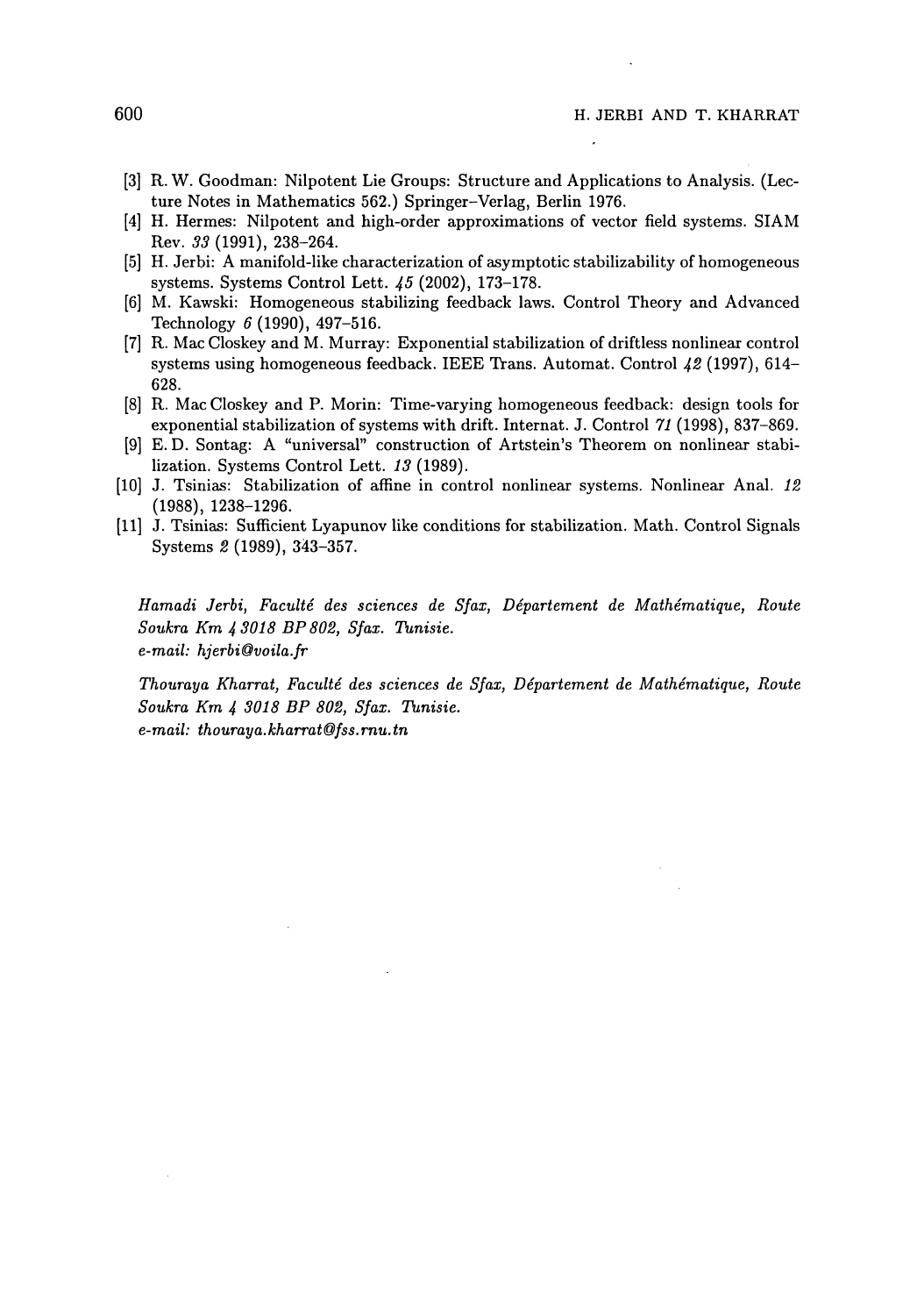[3] R. W. Goodman: Nilpotent Lie Groups: Structure and Applications to Analysis. (Lecture Notes in Mathematics 562.) Springer–Verlag, Berlin 1976.

[4] H. Hermes: Nilpotent and high-order approximations of vector field systems. SIAM Rev. *33* (1991), 238–264.

[5] H. Jerbi: A manifold-like characterization of asymptotic stabilizability of homogeneous systems. Systems Control Lett. *45* (2002), 173–178.

[6] M. Kawski: Homogeneous stabilizing feedback laws. Control Theory and Advanced Technology *6* (1990), 497–516.

[7] R. Mac Closkey and M. Murray: Exponential stabilization of driftless nonlinear control systems using homogeneous feedback. IEEE Trans. Automat. Control *42* (1997), 614–628.

[8] R. Mac Closkey and P. Morin: Time-varying homogeneous feedback: design tools for exponential stabilization of systems with drift. Internat. J. Control *71* (1998), 837–869.

[9] E. D. Sontag: A "universal" construction of Artstein's Theorem on nonlinear stabilization. Systems Control Lett. *13* (1989).

[10] J. Tsinias: Stabilization of affine in control nonlinear systems. Nonlinear Anal. *12* (1988), 1238–1296.

[11] J. Tsinias: Sufficient Lyapunov like conditions for stabilization. Math. Control Signals Systems *2* (1989), 343–357.

*Hamadi Jerbi, Faculté des sciences de Sfax, Département de Mathématique, Route Soukra Km 4 3018 BP 802, Sfax. Tunisie.*
*e-mail: hjerbi@voila.fr*

*Thouraya Kharrat, Faculté des sciences de Sfax, Département de Mathématique, Route Soukra Km 4 3018 BP 802, Sfax. Tunisie.*
*e-mail: thouraya.kharrat@fss.rnu.tn*